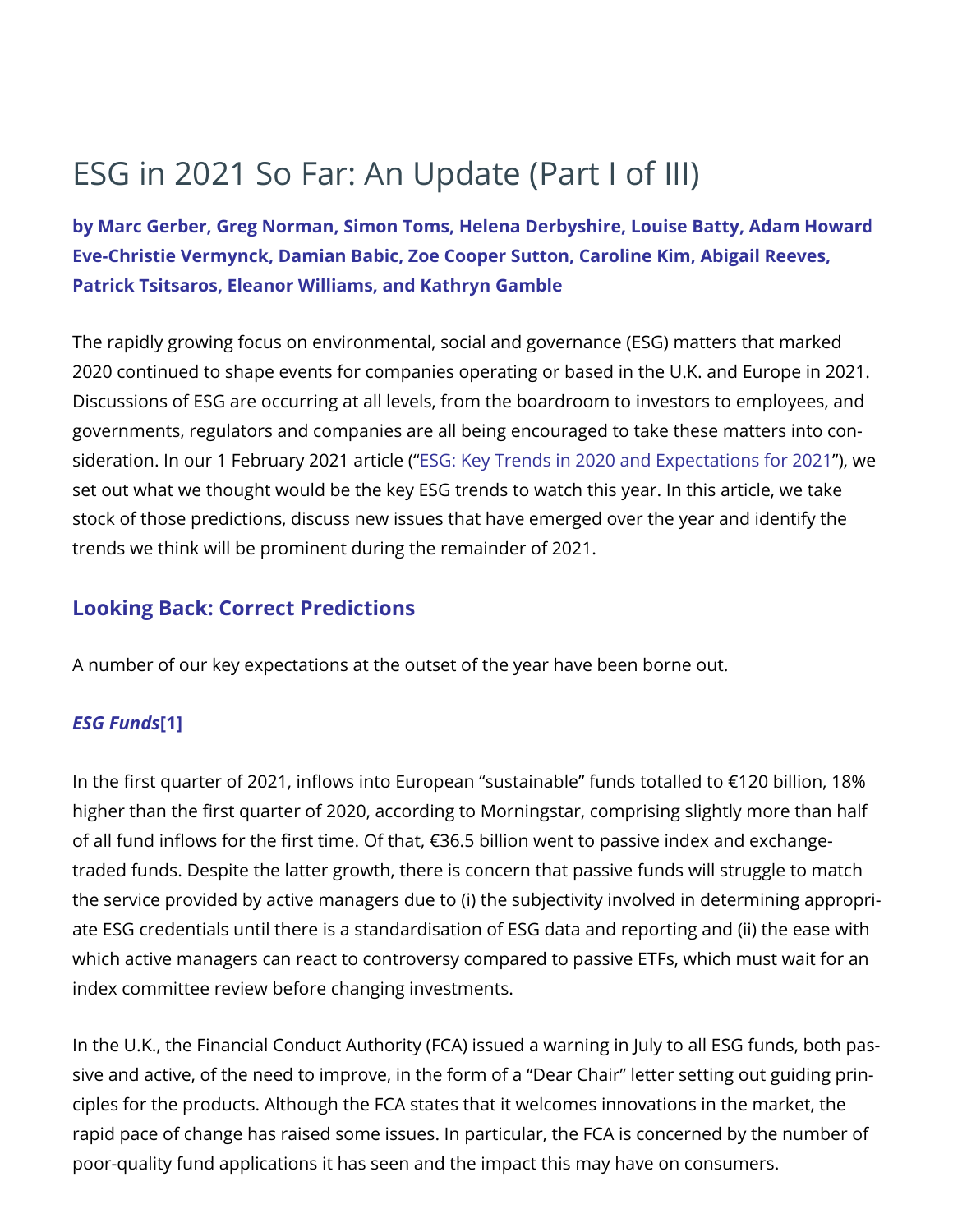# ESG in 2021 So Far: An Update (Part I of III)

**by Marc Gerber, Greg Norman, Simon Toms, Helena Derbyshire, Louise Batty, Adam Howard Eve-Christie Vermynck, Damian Babic, Zoe Cooper Sutton, Caroline Kim, Abigail Reeves, Patrick Tsitsaros, Eleanor Williams, and Kathryn Gamble**

The rapidly growing focus on environmental, social and governance (ESG) matters that marked 2020 continued to shape events for companies operating or based in the U.K. and Europe in 2021. Discussions of ESG are occurring at all levels, from the boardroom to investors to employees, and governments, regulators and companies are all being encouraged to take these matters into consideration. In our 1 February 2021 article ("ESG: Key Trends in 2020 and Expectations for 2021"), we set out what we thought would be the key ESG trends to watch this year. In this article, we take stock of those predictions, discuss new issues that have emerged over the year and identify the trends we think will be prominent during the remainder of 2021.

## Looking Back: Correct Predictions

A number of our key expectations at the outset of the year have been borne out.

### *ESG Funds*[1]

In the first quarter of 2021, inflows into European "sustainable" funds totalled to €120 billion, 18% higher than the first quarter of 2020, according to Morningstar, comprising slightly more than half of all fund inflows for the first time. Of that, €36.5 billion went to passive index and exchange-traded funds. Despite the latter growth, there is concern that passive funds will struggle to match the service provided by active managers due to (i) the subjectivity involved in determining appropriate ESG credentials until there is a standardisation of ESG data and reporting and (ii) the ease with which active managers can react to controversy compared to passive ETFs, which must wait for an index committee review before changing investments.

In the U.K., the Financial Conduct Authority (FCA) issued a warning in July to all ESG funds, both passive and active, of the need to improve, in the form of a "Dear Chair" letter setting out guiding principles for the products. Although the FCA states that it welcomes innovations in the market, the rapid pace of change has raised some issues. In particular, the FCA is concerned by the number of poor-quality fund applications it has seen and the impact this may have on consumers.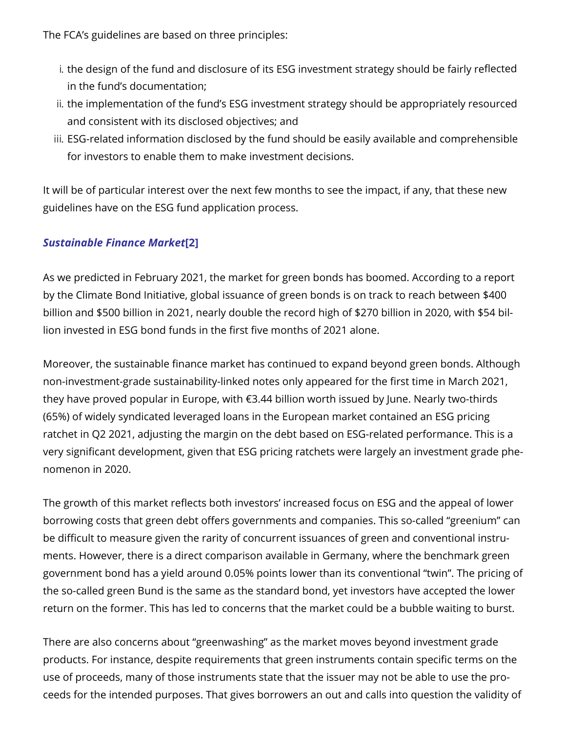The FCA's guidelines are based on three principles:

i. the design of the fund and disclosure of its ESG investment strategy should be fairly reflected in the fund's documentation;
ii. the implementation of the fund's ESG investment strategy should be appropriately resourced and consistent with its disclosed objectives; and
iii. ESG-related information disclosed by the fund should be easily available and comprehensible for investors to enable them to make investment decisions.

It will be of particular interest over the next few months to see the impact, if any, that these new guidelines have on the ESG fund application process.

### ***Sustainable Finance Market*[2]**

As we predicted in February 2021, the market for green bonds has boomed. According to a report by the Climate Bond Initiative, global issuance of green bonds is on track to reach between $400 billion and $500 billion in 2021, nearly double the record high of $270 billion in 2020, with $54 billion invested in ESG bond funds in the first five months of 2021 alone.

Moreover, the sustainable finance market has continued to expand beyond green bonds. Although non-investment-grade sustainability-linked notes only appeared for the first time in March 2021, they have proved popular in Europe, with €3.44 billion worth issued by June. Nearly two-thirds (65%) of widely syndicated leveraged loans in the European market contained an ESG pricing ratchet in Q2 2021, adjusting the margin on the debt based on ESG-related performance. This is a very significant development, given that ESG pricing ratchets were largely an investment grade phenomenon in 2020.

The growth of this market reflects both investors' increased focus on ESG and the appeal of lower borrowing costs that green debt offers governments and companies. This so-called "greenium" can be difficult to measure given the rarity of concurrent issuances of green and conventional instruments. However, there is a direct comparison available in Germany, where the benchmark green government bond has a yield around 0.05% points lower than its conventional "twin". The pricing of the so-called green Bund is the same as the standard bond, yet investors have accepted the lower return on the former. This has led to concerns that the market could be a bubble waiting to burst.

There are also concerns about "greenwashing" as the market moves beyond investment grade products. For instance, despite requirements that green instruments contain specific terms on the use of proceeds, many of those instruments state that the issuer may not be able to use the proceeds for the intended purposes. That gives borrowers an out and calls into question the validity of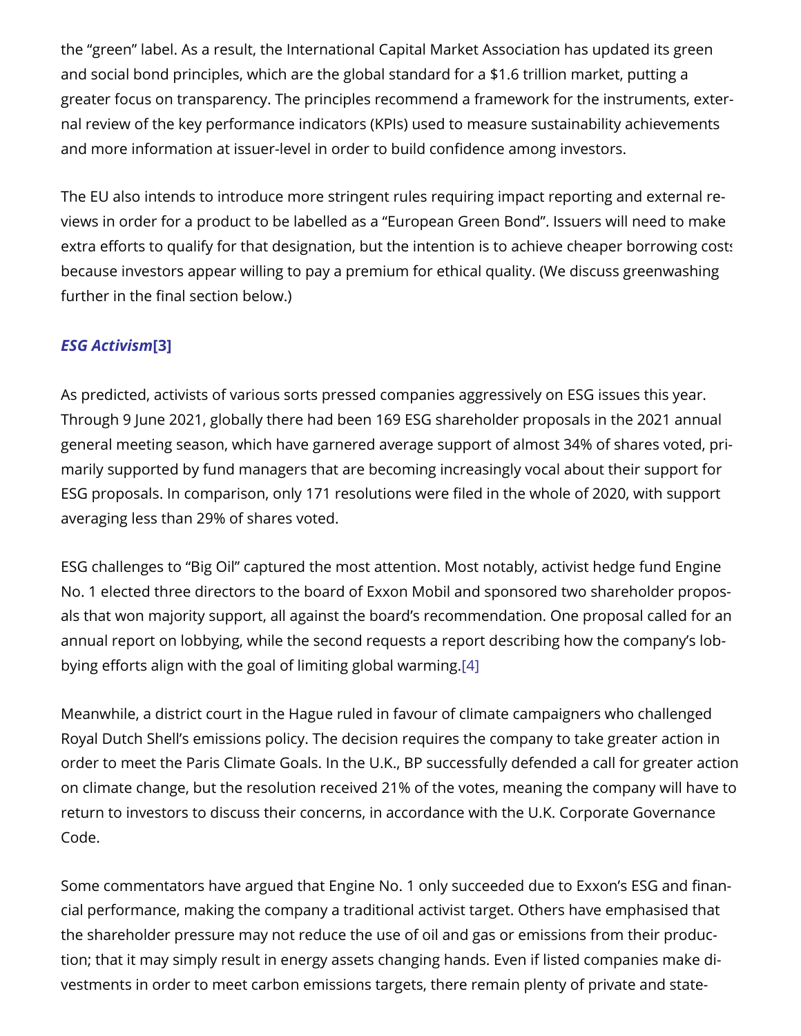the "green" label. As a result, the International Capital Market Association has updated its green and social bond principles, which are the global standard for a $1.6 trillion market, putting a greater focus on transparency. The principles recommend a framework for the instruments, external review of the key performance indicators (KPIs) used to measure sustainability achievements and more information at issuer-level in order to build confidence among investors.

The EU also intends to introduce more stringent rules requiring impact reporting and external reviews in order for a product to be labelled as a "European Green Bond". Issuers will need to make extra efforts to qualify for that designation, but the intention is to achieve cheaper borrowing costs because investors appear willing to pay a premium for ethical quality. (We discuss greenwashing further in the final section below.)

### *ESG Activism*[3]

As predicted, activists of various sorts pressed companies aggressively on ESG issues this year. Through 9 June 2021, globally there had been 169 ESG shareholder proposals in the 2021 annual general meeting season, which have garnered average support of almost 34% of shares voted, primarily supported by fund managers that are becoming increasingly vocal about their support for ESG proposals. In comparison, only 171 resolutions were filed in the whole of 2020, with support averaging less than 29% of shares voted.

ESG challenges to "Big Oil" captured the most attention. Most notably, activist hedge fund Engine No. 1 elected three directors to the board of Exxon Mobil and sponsored two shareholder proposals that won majority support, all against the board's recommendation. One proposal called for an annual report on lobbying, while the second requests a report describing how the company's lobbying efforts align with the goal of limiting global warming.[4]

Meanwhile, a district court in the Hague ruled in favour of climate campaigners who challenged Royal Dutch Shell's emissions policy. The decision requires the company to take greater action in order to meet the Paris Climate Goals. In the U.K., BP successfully defended a call for greater action on climate change, but the resolution received 21% of the votes, meaning the company will have to return to investors to discuss their concerns, in accordance with the U.K. Corporate Governance Code.

Some commentators have argued that Engine No. 1 only succeeded due to Exxon's ESG and financial performance, making the company a traditional activist target. Others have emphasised that the shareholder pressure may not reduce the use of oil and gas or emissions from their production; that it may simply result in energy assets changing hands. Even if listed companies make divestments in order to meet carbon emissions targets, there remain plenty of private and state-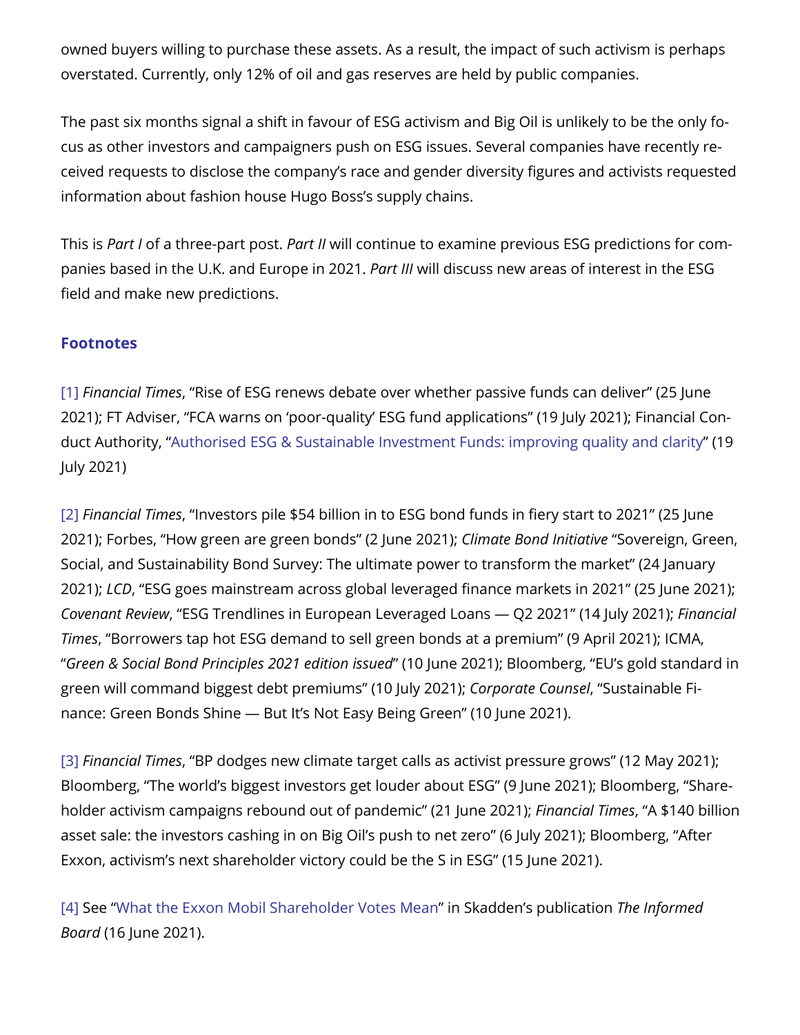owned buyers willing to purchase these assets. As a result, the impact of such activism is perhaps overstated. Currently, only 12% of oil and gas reserves are held by public companies.

The past six months signal a shift in favour of ESG activism and Big Oil is unlikely to be the only focus as other investors and campaigners push on ESG issues. Several companies have recently received requests to disclose the company's race and gender diversity figures and activists requested information about fashion house Hugo Boss's supply chains.

This is *Part I* of a three-part post. *Part II* will continue to examine previous ESG predictions for companies based in the U.K. and Europe in 2021. *Part III* will discuss new areas of interest in the ESG field and make new predictions.

## Footnotes

[1] *Financial Times*, "Rise of ESG renews debate over whether passive funds can deliver" (25 June 2021); FT Adviser, "FCA warns on 'poor-quality' ESG fund applications" (19 July 2021); Financial Conduct Authority, "Authorised ESG & Sustainable Investment Funds: improving quality and clarity" (19 July 2021)

[2] *Financial Times*, "Investors pile $54 billion in to ESG bond funds in fiery start to 2021" (25 June 2021); Forbes, "How green are green bonds" (2 June 2021); *Climate Bond Initiative* "Sovereign, Green, Social, and Sustainability Bond Survey: The ultimate power to transform the market" (24 January 2021); *LCD*, "ESG goes mainstream across global leveraged finance markets in 2021" (25 June 2021); *Covenant Review*, "ESG Trendlines in European Leveraged Loans — Q2 2021" (14 July 2021); *Financial Times*, "Borrowers tap hot ESG demand to sell green bonds at a premium" (9 April 2021); ICMA, "*Green & Social Bond Principles 2021 edition issued*" (10 June 2021); Bloomberg, "EU's gold standard in green will command biggest debt premiums" (10 July 2021); *Corporate Counsel*, "Sustainable Finance: Green Bonds Shine — But It's Not Easy Being Green" (10 June 2021).

[3] *Financial Times*, "BP dodges new climate target calls as activist pressure grows" (12 May 2021); Bloomberg, "The world's biggest investors get louder about ESG" (9 June 2021); Bloomberg, "Shareholder activism campaigns rebound out of pandemic" (21 June 2021); *Financial Times*, "A $140 billion asset sale: the investors cashing in on Big Oil's push to net zero" (6 July 2021); Bloomberg, "After Exxon, activism's next shareholder victory could be the S in ESG" (15 June 2021).

[4] See "What the Exxon Mobil Shareholder Votes Mean" in Skadden's publication *The Informed Board* (16 June 2021).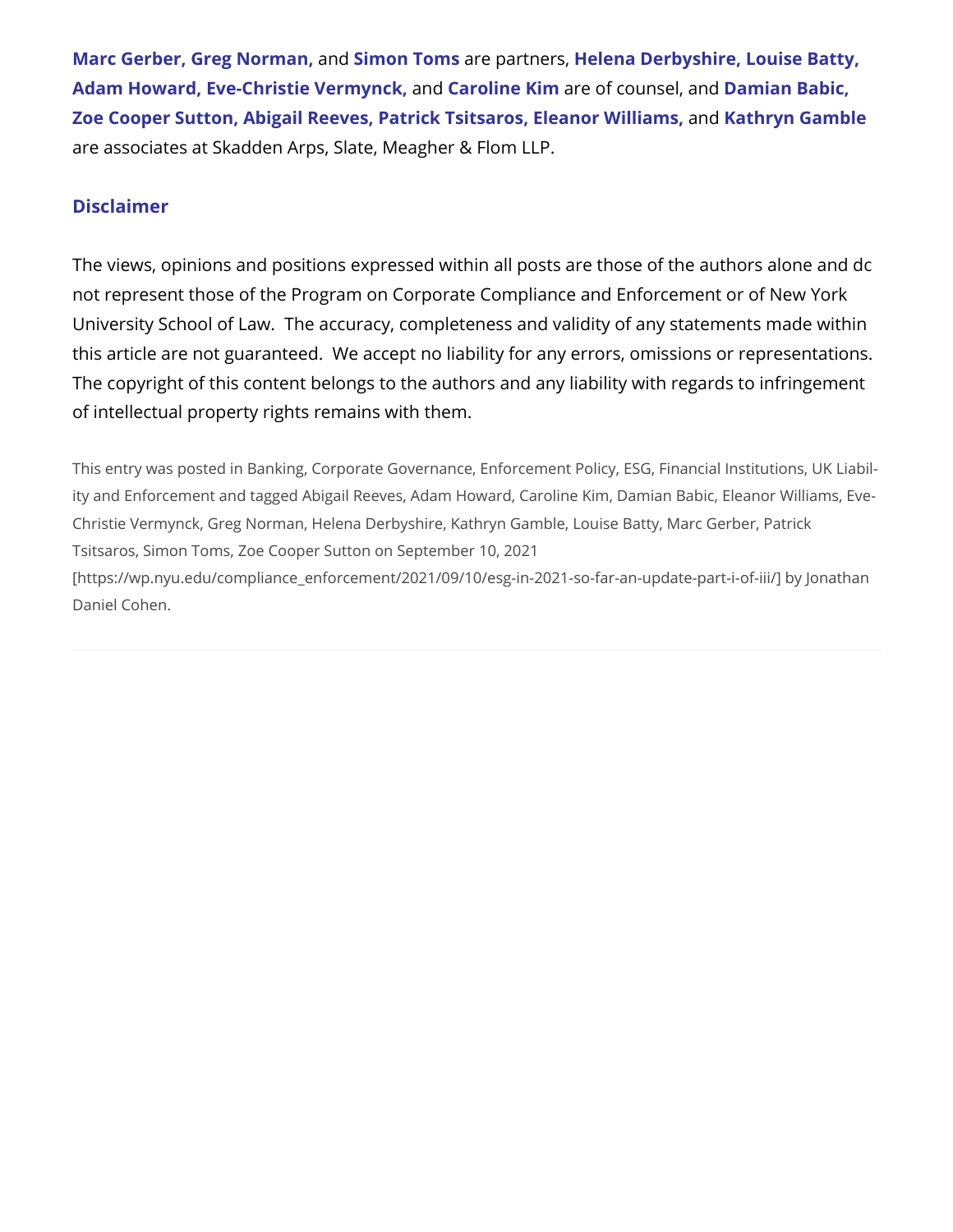**Marc Gerber, Greg Norman,** and **Simon Toms** are partners, **Helena Derbyshire, Louise Batty, Adam Howard, Eve-Christie Vermynck,** and **Caroline Kim** are of counsel, and **Damian Babic, Zoe Cooper Sutton, Abigail Reeves, Patrick Tsitsaros, Eleanor Williams,** and **Kathryn Gamble** are associates at Skadden Arps, Slate, Meagher & Flom LLP.

## Disclaimer

The views, opinions and positions expressed within all posts are those of the authors alone and do not represent those of the Program on Corporate Compliance and Enforcement or of New York University School of Law. The accuracy, completeness and validity of any statements made within this article are not guaranteed. We accept no liability for any errors, omissions or representations. The copyright of this content belongs to the authors and any liability with regards to infringement of intellectual property rights remains with them.

This entry was posted in Banking, Corporate Governance, Enforcement Policy, ESG, Financial Institutions, UK Liability and Enforcement and tagged Abigail Reeves, Adam Howard, Caroline Kim, Damian Babic, Eleanor Williams, Eve-Christie Vermynck, Greg Norman, Helena Derbyshire, Kathryn Gamble, Louise Batty, Marc Gerber, Patrick Tsitsaros, Simon Toms, Zoe Cooper Sutton on September 10, 2021 [https://wp.nyu.edu/compliance_enforcement/2021/09/10/esg-in-2021-so-far-an-update-part-i-of-iii/] by Jonathan Daniel Cohen.